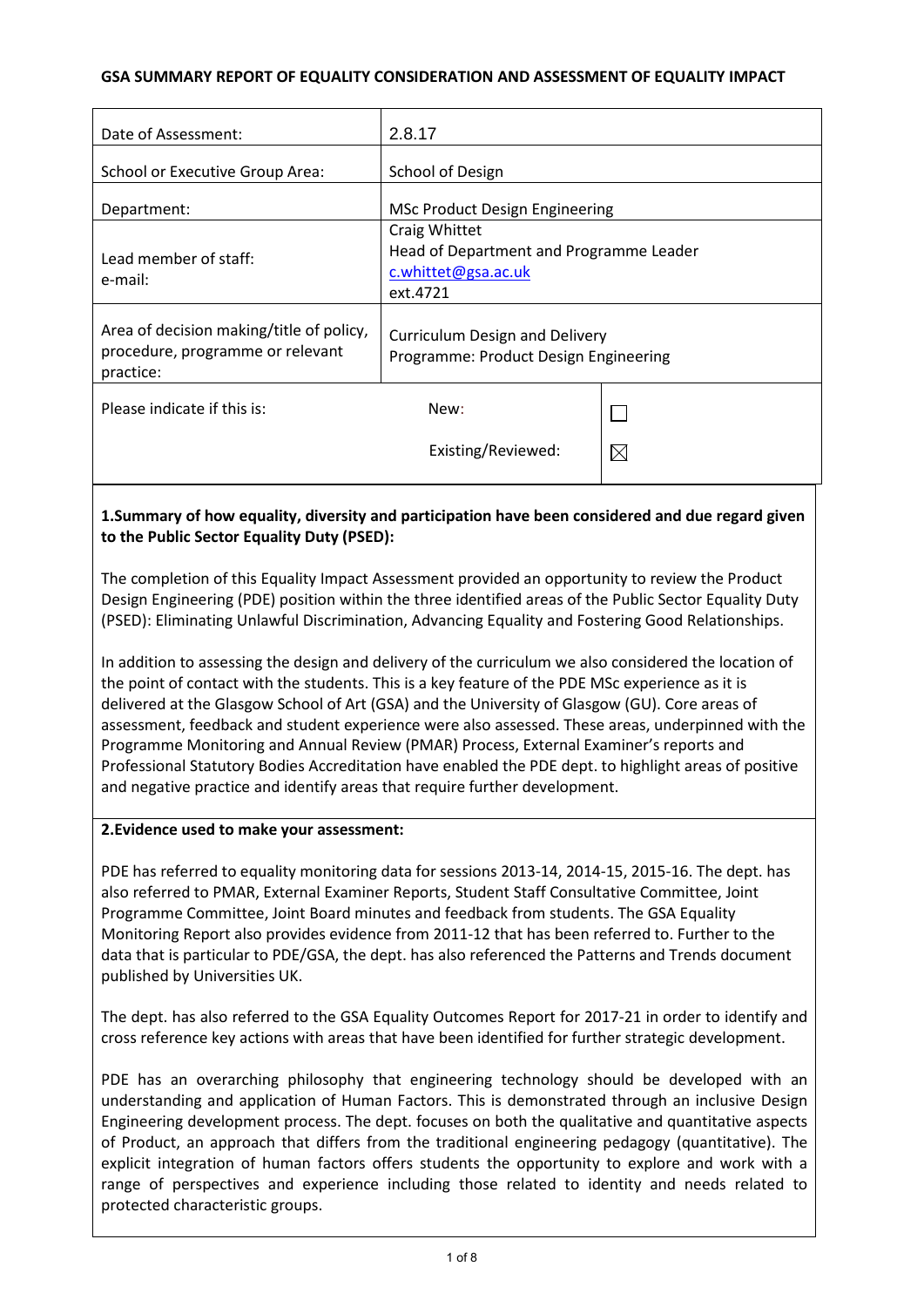**GSA SUMMARY REPORT OF EQUALITY CONSIDERATION AND ASSESSMENT OF EQUALITY IMPACT**

| | | |
|---|---|---|
| Date of Assessment: | 2.8.17 | |
| School or Executive Group Area: | School of Design | |
| Department: | MSc Product Design Engineering | |
| Lead member of staff:<br>e-mail: | Craig Whittet<br>Head of Department and Programme Leader<br>c.whittet@gsa.ac.uk<br>ext.4721 | |
| Area of decision making/title of policy, procedure, programme or relevant practice: | Curriculum Design and Delivery<br>Programme: Product Design Engineering | |
| Please indicate if this is: | New: | ☐ |
| | Existing/Reviewed: | ☒ |

**1.Summary of how equality, diversity and participation have been considered and due regard given to the Public Sector Equality Duty (PSED):**

The completion of this Equality Impact Assessment provided an opportunity to review the Product Design Engineering (PDE) position within the three identified areas of the Public Sector Equality Duty (PSED): Eliminating Unlawful Discrimination, Advancing Equality and Fostering Good Relationships.

In addition to assessing the design and delivery of the curriculum we also considered the location of the point of contact with the students. This is a key feature of the PDE MSc experience as it is delivered at the Glasgow School of Art (GSA) and the University of Glasgow (GU). Core areas of assessment, feedback and student experience were also assessed. These areas, underpinned with the Programme Monitoring and Annual Review (PMAR) Process, External Examiner's reports and Professional Statutory Bodies Accreditation have enabled the PDE dept. to highlight areas of positive and negative practice and identify areas that require further development.

**2.Evidence used to make your assessment:**

PDE has referred to equality monitoring data for sessions 2013-14, 2014-15, 2015-16. The dept. has also referred to PMAR, External Examiner Reports, Student Staff Consultative Committee, Joint Programme Committee, Joint Board minutes and feedback from students. The GSA Equality Monitoring Report also provides evidence from 2011-12 that has been referred to. Further to the data that is particular to PDE/GSA, the dept. has also referenced the Patterns and Trends document published by Universities UK.

The dept. has also referred to the GSA Equality Outcomes Report for 2017-21 in order to identify and cross reference key actions with areas that have been identified for further strategic development.

PDE has an overarching philosophy that engineering technology should be developed with an understanding and application of Human Factors. This is demonstrated through an inclusive Design Engineering development process. The dept. focuses on both the qualitative and quantitative aspects of Product, an approach that differs from the traditional engineering pedagogy (quantitative). The explicit integration of human factors offers students the opportunity to explore and work with a range of perspectives and experience including those related to identity and needs related to protected characteristic groups.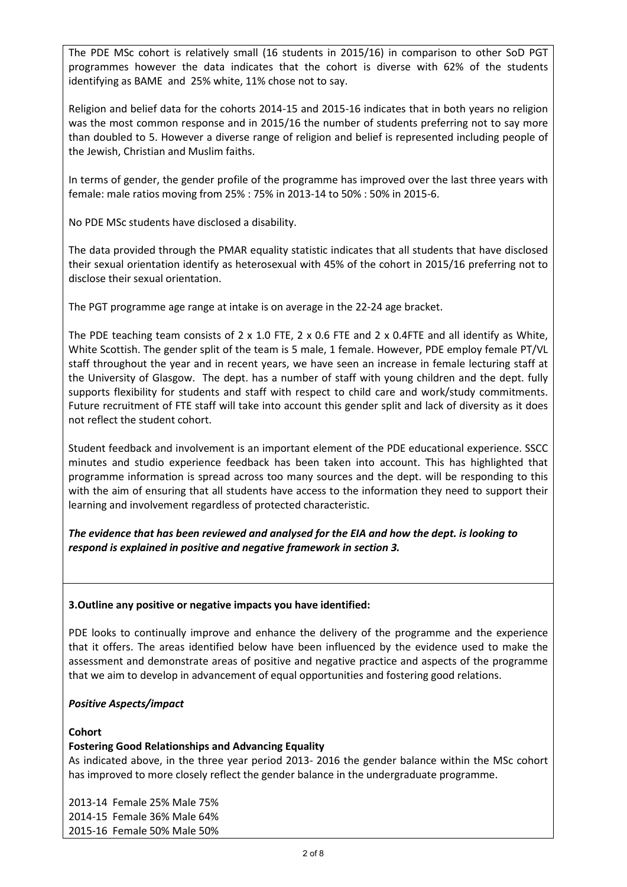The PDE MSc cohort is relatively small (16 students in 2015/16) in comparison to other SoD PGT programmes however the data indicates that the cohort is diverse with 62% of the students identifying as BAME and 25% white, 11% chose not to say.

Religion and belief data for the cohorts 2014-15 and 2015-16 indicates that in both years no religion was the most common response and in 2015/16 the number of students preferring not to say more than doubled to 5. However a diverse range of religion and belief is represented including people of the Jewish, Christian and Muslim faiths.

In terms of gender, the gender profile of the programme has improved over the last three years with female: male ratios moving from 25% : 75% in 2013-14 to 50% : 50% in 2015-6.

No PDE MSc students have disclosed a disability.

The data provided through the PMAR equality statistic indicates that all students that have disclosed their sexual orientation identify as heterosexual with 45% of the cohort in 2015/16 preferring not to disclose their sexual orientation.

The PGT programme age range at intake is on average in the 22-24 age bracket.

The PDE teaching team consists of 2 x 1.0 FTE, 2 x 0.6 FTE and 2 x 0.4FTE and all identify as White, White Scottish. The gender split of the team is 5 male, 1 female. However, PDE employ female PT/VL staff throughout the year and in recent years, we have seen an increase in female lecturing staff at the University of Glasgow. The dept. has a number of staff with young children and the dept. fully supports flexibility for students and staff with respect to child care and work/study commitments. Future recruitment of FTE staff will take into account this gender split and lack of diversity as it does not reflect the student cohort.

Student feedback and involvement is an important element of the PDE educational experience. SSCC minutes and studio experience feedback has been taken into account. This has highlighted that programme information is spread across too many sources and the dept. will be responding to this with the aim of ensuring that all students have access to the information they need to support their learning and involvement regardless of protected characteristic.

***The evidence that has been reviewed and analysed for the EIA and how the dept. is looking to respond is explained in positive and negative framework in section 3.***

**3.Outline any positive or negative impacts you have identified:**

PDE looks to continually improve and enhance the delivery of the programme and the experience that it offers. The areas identified below have been influenced by the evidence used to make the assessment and demonstrate areas of positive and negative practice and aspects of the programme that we aim to develop in advancement of equal opportunities and fostering good relations.

***Positive Aspects/impact***

**Cohort**

**Fostering Good Relationships and Advancing Equality**

As indicated above, in the three year period 2013- 2016 the gender balance within the MSc cohort has improved to more closely reflect the gender balance in the undergraduate programme.

2013-14 Female 25% Male 75%
2014-15 Female 36% Male 64%
2015-16 Female 50% Male 50%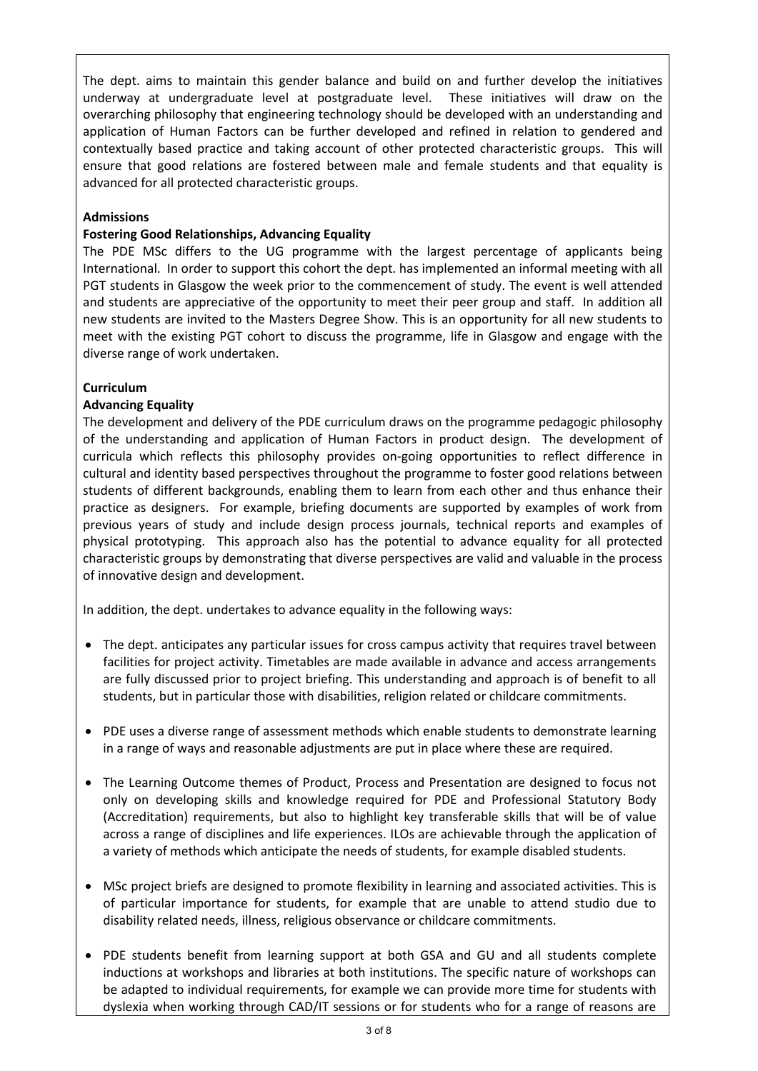The dept. aims to maintain this gender balance and build on and further develop the initiatives underway at undergraduate level at postgraduate level. These initiatives will draw on the overarching philosophy that engineering technology should be developed with an understanding and application of Human Factors can be further developed and refined in relation to gendered and contextually based practice and taking account of other protected characteristic groups. This will ensure that good relations are fostered between male and female students and that equality is advanced for all protected characteristic groups.

**Admissions**

**Fostering Good Relationships, Advancing Equality**

The PDE MSc differs to the UG programme with the largest percentage of applicants being International. In order to support this cohort the dept. has implemented an informal meeting with all PGT students in Glasgow the week prior to the commencement of study. The event is well attended and students are appreciative of the opportunity to meet their peer group and staff. In addition all new students are invited to the Masters Degree Show. This is an opportunity for all new students to meet with the existing PGT cohort to discuss the programme, life in Glasgow and engage with the diverse range of work undertaken.

**Curriculum**

**Advancing Equality**

The development and delivery of the PDE curriculum draws on the programme pedagogic philosophy of the understanding and application of Human Factors in product design. The development of curricula which reflects this philosophy provides on-going opportunities to reflect difference in cultural and identity based perspectives throughout the programme to foster good relations between students of different backgrounds, enabling them to learn from each other and thus enhance their practice as designers. For example, briefing documents are supported by examples of work from previous years of study and include design process journals, technical reports and examples of physical prototyping. This approach also has the potential to advance equality for all protected characteristic groups by demonstrating that diverse perspectives are valid and valuable in the process of innovative design and development.

In addition, the dept. undertakes to advance equality in the following ways:

- The dept. anticipates any particular issues for cross campus activity that requires travel between facilities for project activity. Timetables are made available in advance and access arrangements are fully discussed prior to project briefing. This understanding and approach is of benefit to all students, but in particular those with disabilities, religion related or childcare commitments.

- PDE uses a diverse range of assessment methods which enable students to demonstrate learning in a range of ways and reasonable adjustments are put in place where these are required.

- The Learning Outcome themes of Product, Process and Presentation are designed to focus not only on developing skills and knowledge required for PDE and Professional Statutory Body (Accreditation) requirements, but also to highlight key transferable skills that will be of value across a range of disciplines and life experiences. ILOs are achievable through the application of a variety of methods which anticipate the needs of students, for example disabled students.

- MSc project briefs are designed to promote flexibility in learning and associated activities. This is of particular importance for students, for example that are unable to attend studio due to disability related needs, illness, religious observance or childcare commitments.

- PDE students benefit from learning support at both GSA and GU and all students complete inductions at workshops and libraries at both institutions. The specific nature of workshops can be adapted to individual requirements, for example we can provide more time for students with dyslexia when working through CAD/IT sessions or for students who for a range of reasons are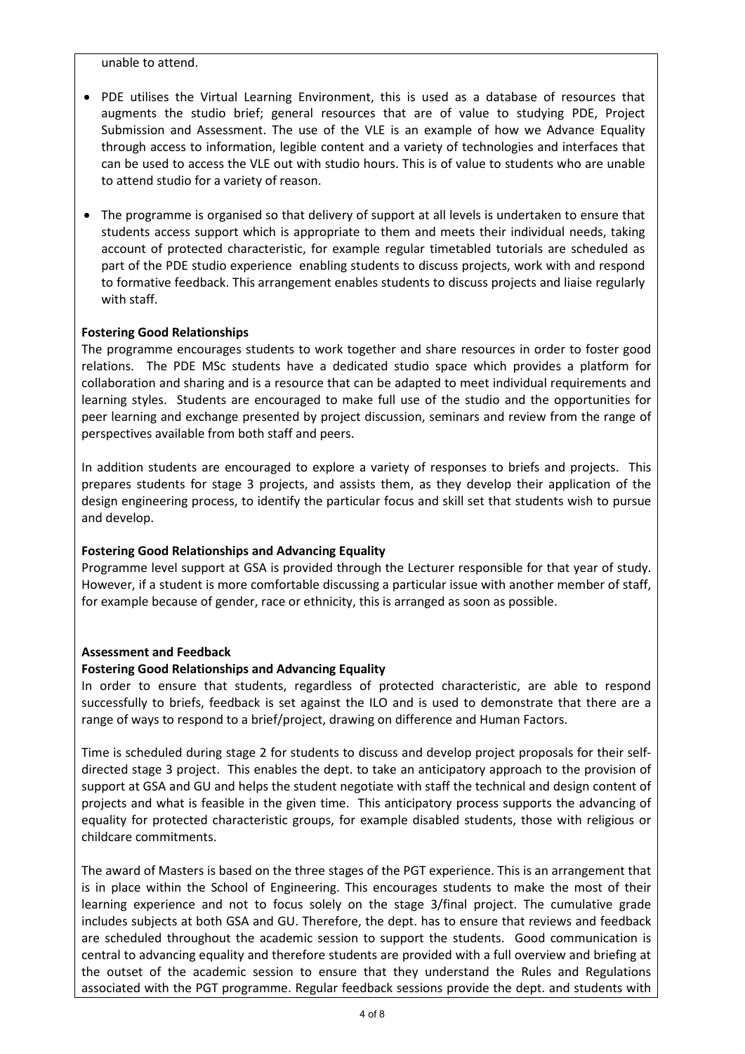unable to attend.

- PDE utilises the Virtual Learning Environment, this is used as a database of resources that augments the studio brief; general resources that are of value to studying PDE, Project Submission and Assessment. The use of the VLE is an example of how we Advance Equality through access to information, legible content and a variety of technologies and interfaces that can be used to access the VLE out with studio hours. This is of value to students who are unable to attend studio for a variety of reason.

- The programme is organised so that delivery of support at all levels is undertaken to ensure that students access support which is appropriate to them and meets their individual needs, taking account of protected characteristic, for example regular timetabled tutorials are scheduled as part of the PDE studio experience enabling students to discuss projects, work with and respond to formative feedback. This arrangement enables students to discuss projects and liaise regularly with staff.

**Fostering Good Relationships**

The programme encourages students to work together and share resources in order to foster good relations. The PDE MSc students have a dedicated studio space which provides a platform for collaboration and sharing and is a resource that can be adapted to meet individual requirements and learning styles. Students are encouraged to make full use of the studio and the opportunities for peer learning and exchange presented by project discussion, seminars and review from the range of perspectives available from both staff and peers.

In addition students are encouraged to explore a variety of responses to briefs and projects. This prepares students for stage 3 projects, and assists them, as they develop their application of the design engineering process, to identify the particular focus and skill set that students wish to pursue and develop.

**Fostering Good Relationships and Advancing Equality**

Programme level support at GSA is provided through the Lecturer responsible for that year of study. However, if a student is more comfortable discussing a particular issue with another member of staff, for example because of gender, race or ethnicity, this is arranged as soon as possible.

**Assessment and Feedback**

**Fostering Good Relationships and Advancing Equality**

In order to ensure that students, regardless of protected characteristic, are able to respond successfully to briefs, feedback is set against the ILO and is used to demonstrate that there are a range of ways to respond to a brief/project, drawing on difference and Human Factors.

Time is scheduled during stage 2 for students to discuss and develop project proposals for their self-directed stage 3 project. This enables the dept. to take an anticipatory approach to the provision of support at GSA and GU and helps the student negotiate with staff the technical and design content of projects and what is feasible in the given time. This anticipatory process supports the advancing of equality for protected characteristic groups, for example disabled students, those with religious or childcare commitments.

The award of Masters is based on the three stages of the PGT experience. This is an arrangement that is in place within the School of Engineering. This encourages students to make the most of their learning experience and not to focus solely on the stage 3/final project. The cumulative grade includes subjects at both GSA and GU. Therefore, the dept. has to ensure that reviews and feedback are scheduled throughout the academic session to support the students. Good communication is central to advancing equality and therefore students are provided with a full overview and briefing at the outset of the academic session to ensure that they understand the Rules and Regulations associated with the PGT programme. Regular feedback sessions provide the dept. and students with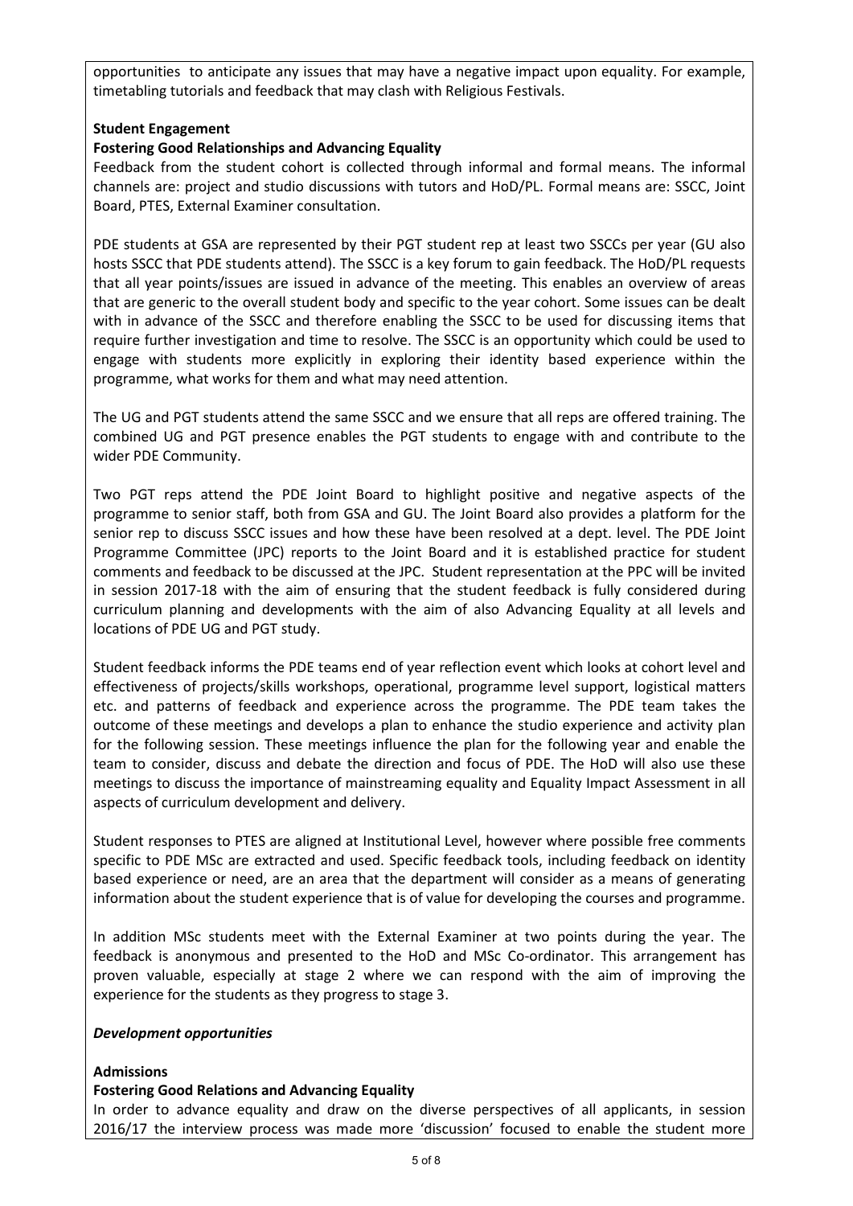opportunities to anticipate any issues that may have a negative impact upon equality. For example, timetabling tutorials and feedback that may clash with Religious Festivals.

**Student Engagement**

**Fostering Good Relationships and Advancing Equality**

Feedback from the student cohort is collected through informal and formal means. The informal channels are: project and studio discussions with tutors and HoD/PL. Formal means are: SSCC, Joint Board, PTES, External Examiner consultation.

PDE students at GSA are represented by their PGT student rep at least two SSCCs per year (GU also hosts SSCC that PDE students attend). The SSCC is a key forum to gain feedback. The HoD/PL requests that all year points/issues are issued in advance of the meeting. This enables an overview of areas that are generic to the overall student body and specific to the year cohort. Some issues can be dealt with in advance of the SSCC and therefore enabling the SSCC to be used for discussing items that require further investigation and time to resolve. The SSCC is an opportunity which could be used to engage with students more explicitly in exploring their identity based experience within the programme, what works for them and what may need attention.

The UG and PGT students attend the same SSCC and we ensure that all reps are offered training. The combined UG and PGT presence enables the PGT students to engage with and contribute to the wider PDE Community.

Two PGT reps attend the PDE Joint Board to highlight positive and negative aspects of the programme to senior staff, both from GSA and GU. The Joint Board also provides a platform for the senior rep to discuss SSCC issues and how these have been resolved at a dept. level. The PDE Joint Programme Committee (JPC) reports to the Joint Board and it is established practice for student comments and feedback to be discussed at the JPC. Student representation at the PPC will be invited in session 2017-18 with the aim of ensuring that the student feedback is fully considered during curriculum planning and developments with the aim of also Advancing Equality at all levels and locations of PDE UG and PGT study.

Student feedback informs the PDE teams end of year reflection event which looks at cohort level and effectiveness of projects/skills workshops, operational, programme level support, logistical matters etc. and patterns of feedback and experience across the programme. The PDE team takes the outcome of these meetings and develops a plan to enhance the studio experience and activity plan for the following session. These meetings influence the plan for the following year and enable the team to consider, discuss and debate the direction and focus of PDE. The HoD will also use these meetings to discuss the importance of mainstreaming equality and Equality Impact Assessment in all aspects of curriculum development and delivery.

Student responses to PTES are aligned at Institutional Level, however where possible free comments specific to PDE MSc are extracted and used. Specific feedback tools, including feedback on identity based experience or need, are an area that the department will consider as a means of generating information about the student experience that is of value for developing the courses and programme.

In addition MSc students meet with the External Examiner at two points during the year. The feedback is anonymous and presented to the HoD and MSc Co-ordinator. This arrangement has proven valuable, especially at stage 2 where we can respond with the aim of improving the experience for the students as they progress to stage 3.

***Development opportunities***

**Admissions**

**Fostering Good Relations and Advancing Equality**

In order to advance equality and draw on the diverse perspectives of all applicants, in session 2016/17 the interview process was made more 'discussion' focused to enable the student more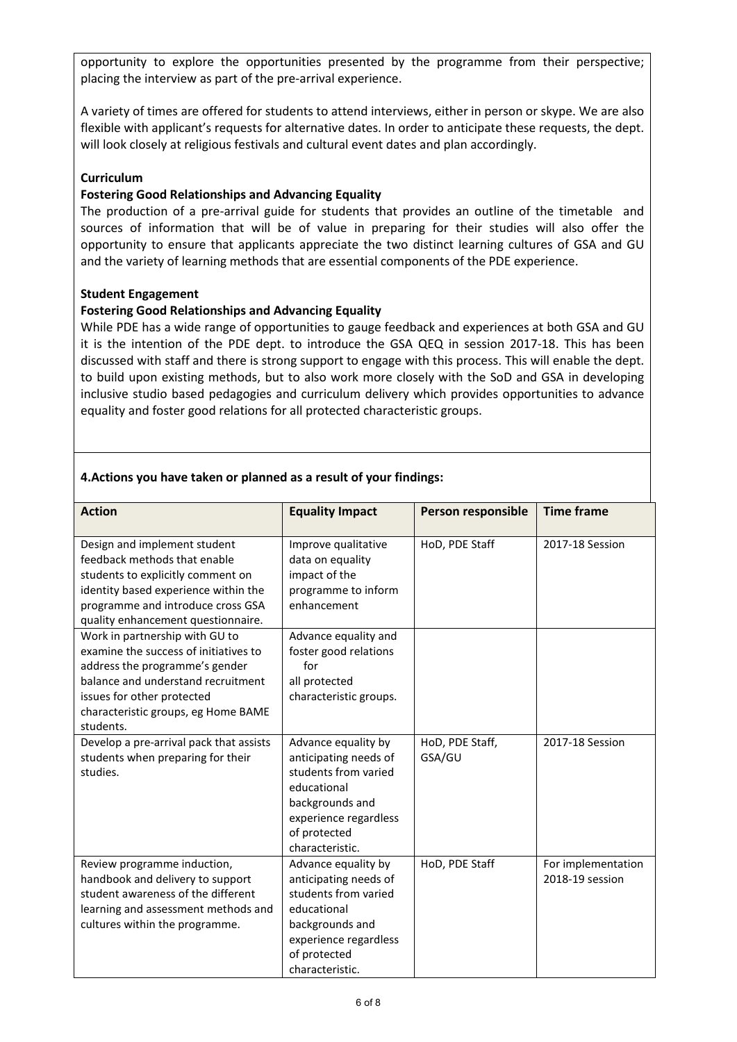opportunity to explore the opportunities presented by the programme from their perspective; placing the interview as part of the pre-arrival experience.

A variety of times are offered for students to attend interviews, either in person or skype. We are also flexible with applicant's requests for alternative dates. In order to anticipate these requests, the dept. will look closely at religious festivals and cultural event dates and plan accordingly.

**Curriculum**

**Fostering Good Relationships and Advancing Equality**

The production of a pre-arrival guide for students that provides an outline of the timetable and sources of information that will be of value in preparing for their studies will also offer the opportunity to ensure that applicants appreciate the two distinct learning cultures of GSA and GU and the variety of learning methods that are essential components of the PDE experience.

**Student Engagement**

**Fostering Good Relationships and Advancing Equality**

While PDE has a wide range of opportunities to gauge feedback and experiences at both GSA and GU it is the intention of the PDE dept. to introduce the GSA QEQ in session 2017-18. This has been discussed with staff and there is strong support to engage with this process. This will enable the dept. to build upon existing methods, but to also work more closely with the SoD and GSA in developing inclusive studio based pedagogies and curriculum delivery which provides opportunities to advance equality and foster good relations for all protected characteristic groups.

**4.Actions you have taken or planned as a result of your findings:**

| Action | Equality Impact | Person responsible | Time frame |
|---|---|---|---|
| Design and implement student feedback methods that enable students to explicitly comment on identity based experience within the programme and introduce cross GSA quality enhancement questionnaire. | Improve qualitative data on equality impact of the programme to inform enhancement | HoD, PDE Staff | 2017-18 Session |
| Work in partnership with GU to examine the success of initiatives to address the programme's gender balance and understand recruitment issues for other protected characteristic groups, eg Home BAME students. | Advance equality and foster good relations for all protected characteristic groups. | | |
| Develop a pre-arrival pack that assists students when preparing for their studies. | Advance equality by anticipating needs of students from varied educational backgrounds and experience regardless of protected characteristic. | HoD, PDE Staff, GSA/GU | 2017-18 Session |
| Review programme induction, handbook and delivery to support student awareness of the different learning and assessment methods and cultures within the programme. | Advance equality by anticipating needs of students from varied educational backgrounds and experience regardless of protected characteristic. | HoD, PDE Staff | For implementation 2018-19 session |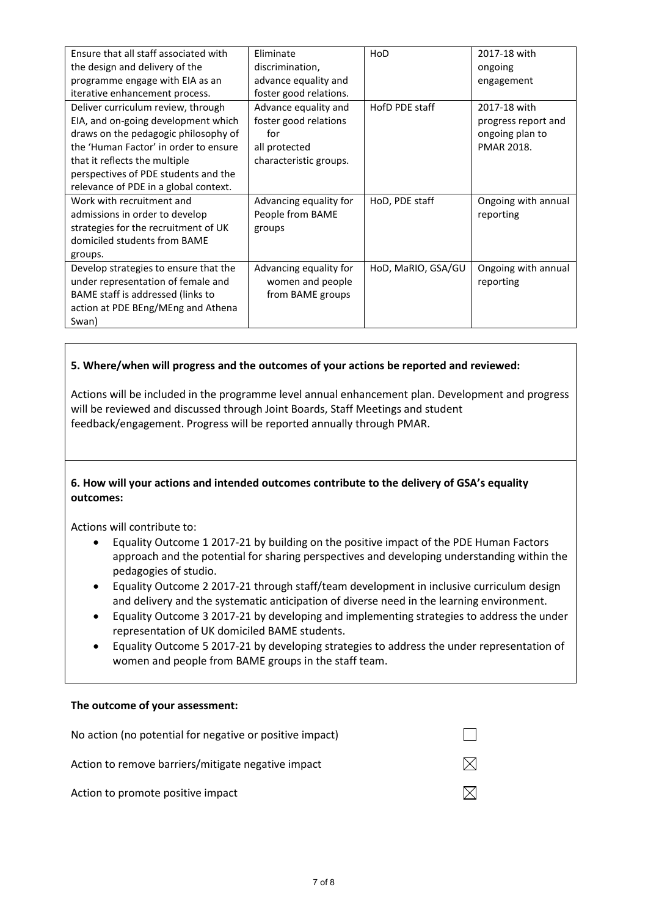| | | | |
|---|---|---|---|
| Ensure that all staff associated with the design and delivery of the programme engage with EIA as an iterative enhancement process. | Eliminate discrimination, advance equality and foster good relations. | HoD | 2017-18 with ongoing engagement |
| Deliver curriculum review, through EIA, and on-going development which draws on the pedagogic philosophy of the 'Human Factor' in order to ensure that it reflects the multiple perspectives of PDE students and the relevance of PDE in a global context. | Advance equality and foster good relations for all protected characteristic groups. | HofD PDE staff | 2017-18 with progress report and ongoing plan to PMAR 2018. |
| Work with recruitment and admissions in order to develop strategies for the recruitment of UK domiciled students from BAME groups. | Advancing equality for People from BAME groups | HoD, PDE staff | Ongoing with annual reporting |
| Develop strategies to ensure that the under representation of female and BAME staff is addressed (links to action at PDE BEng/MEng and Athena Swan) | Advancing equality for women and people from BAME groups | HoD, MaRIO, GSA/GU | Ongoing with annual reporting |

**5. Where/when will progress and the outcomes of your actions be reported and reviewed:**

Actions will be included in the programme level annual enhancement plan. Development and progress will be reviewed and discussed through Joint Boards, Staff Meetings and student feedback/engagement. Progress will be reported annually through PMAR.

**6. How will your actions and intended outcomes contribute to the delivery of GSA's equality outcomes:**

Actions will contribute to:

- Equality Outcome 1 2017-21 by building on the positive impact of the PDE Human Factors approach and the potential for sharing perspectives and developing understanding within the pedagogies of studio.
- Equality Outcome 2 2017-21 through staff/team development in inclusive curriculum design and delivery and the systematic anticipation of diverse need in the learning environment.
- Equality Outcome 3 2017-21 by developing and implementing strategies to address the under representation of UK domiciled BAME students.
- Equality Outcome 5 2017-21 by developing strategies to address the under representation of women and people from BAME groups in the staff team.

**The outcome of your assessment:**

No action (no potential for negative or positive impact) ☐

Action to remove barriers/mitigate negative impact ☒

Action to promote positive impact ☒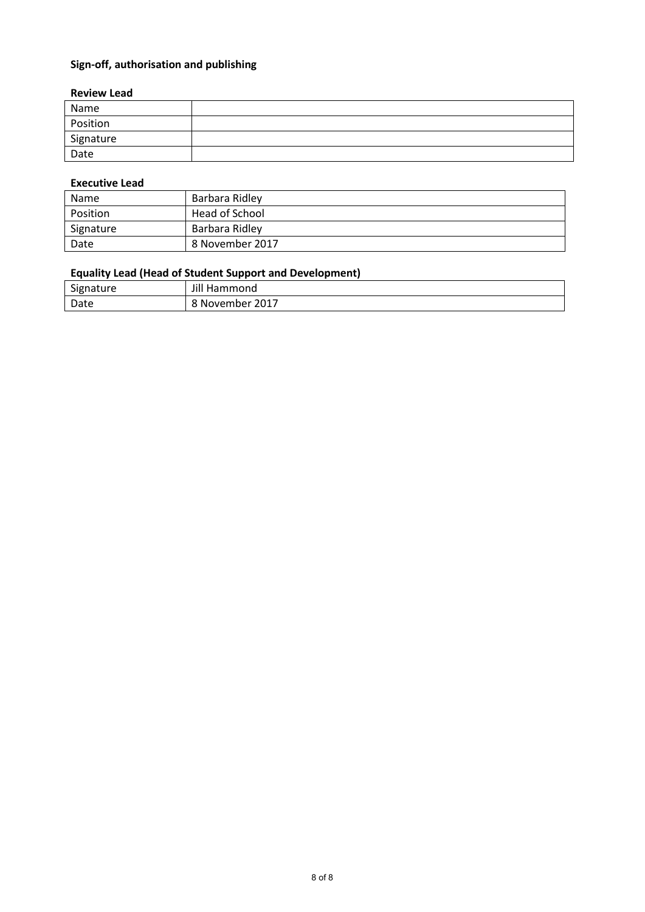**Sign-off, authorisation and publishing**

**Review Lead**

| | |
|---|---|
| Name | |
| Position | |
| Signature | |
| Date | |

**Executive Lead**

| | |
|---|---|
| Name | Barbara Ridley |
| Position | Head of School |
| Signature | Barbara Ridley |
| Date | 8 November 2017 |

**Equality Lead (Head of Student Support and Development)**

| | |
|---|---|
| Signature | Jill Hammond |
| Date | 8 November 2017 |